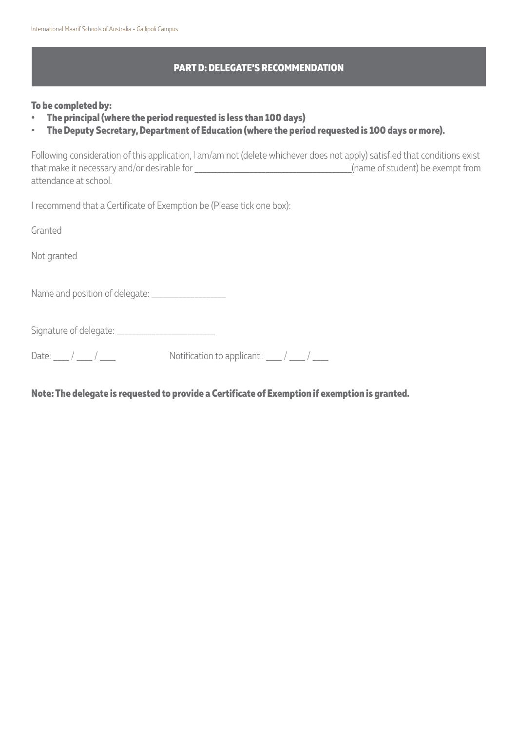## PART D: DELEGATE'S RECOMMENDATION

**To be completed by:**

- **The principal (where the period requested is less than 100 days)**
- **The Deputy Secretary, Department of Education (where the period requested is 100 days or more).**

Following consideration of this application, I am/am not (delete whichever does not apply) satisfied that conditions exist that make it necessary and/or desirable for ________________________________(name of student) be exempt from attendance at school.

I recommend that a Certificate of Exemption be (Please tick one box):

Granted

Not granted

Name and position of delegate: _______________

Signature of delegate: ____________________

Date: ___ / ___ / ___ Notification to applicant : ___ / ___ / ___

**Note: The delegate is requested to provide a Certificate of Exemption if exemption is granted.**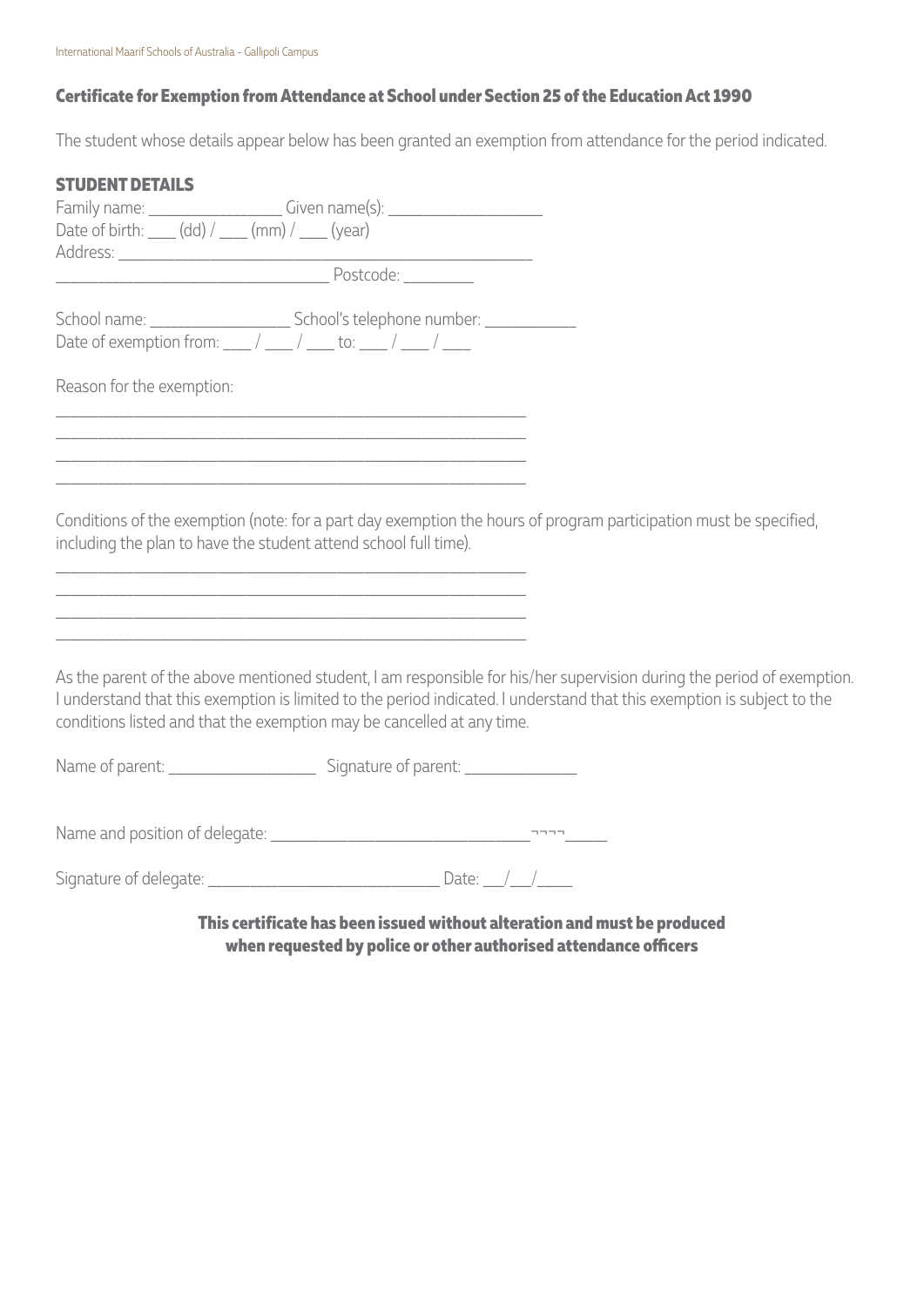## Certificate for Exemption from Attendance at School under Section 25 of the Education Act 1990

The student whose details appear below has been granted an exemption from attendance for the period indicated.

### STUDENT DETAILS

Family name: _______________ Given name(s): _________________

Date of birth: ___ (dd) / ___ (mm) / ___ (year)

Address: ______________________________________________

______________________________ Postcode: ________

School name: ________________ School's telephone number: __________

Date of exemption from: ___ / ___ / ___ to: ___ / ___ / ___

Reason for the exemption:

_____________________________________________________

_____________________________________________________

_____________________________________________________

_____________________________________________________

Conditions of the exemption (note: for a part day exemption the hours of program participation must be specified, including the plan to have the student attend school full time).

_____________________________________________________

_____________________________________________________

_____________________________________________________

_____________________________________________________

As the parent of the above mentioned student, I am responsible for his/her supervision during the period of exemption. I understand that this exemption is limited to the period indicated. I understand that this exemption is subject to the conditions listed and that the exemption may be cancelled at any time.

Name of parent: ________________ Signature of parent: ____________

Name and position of delegate: ____________________________¬¬¬¬_____

Signature of delegate: __________________________ Date: __/__/____

**This certificate has been issued without alteration and must be produced when requested by police or other authorised attendance officers**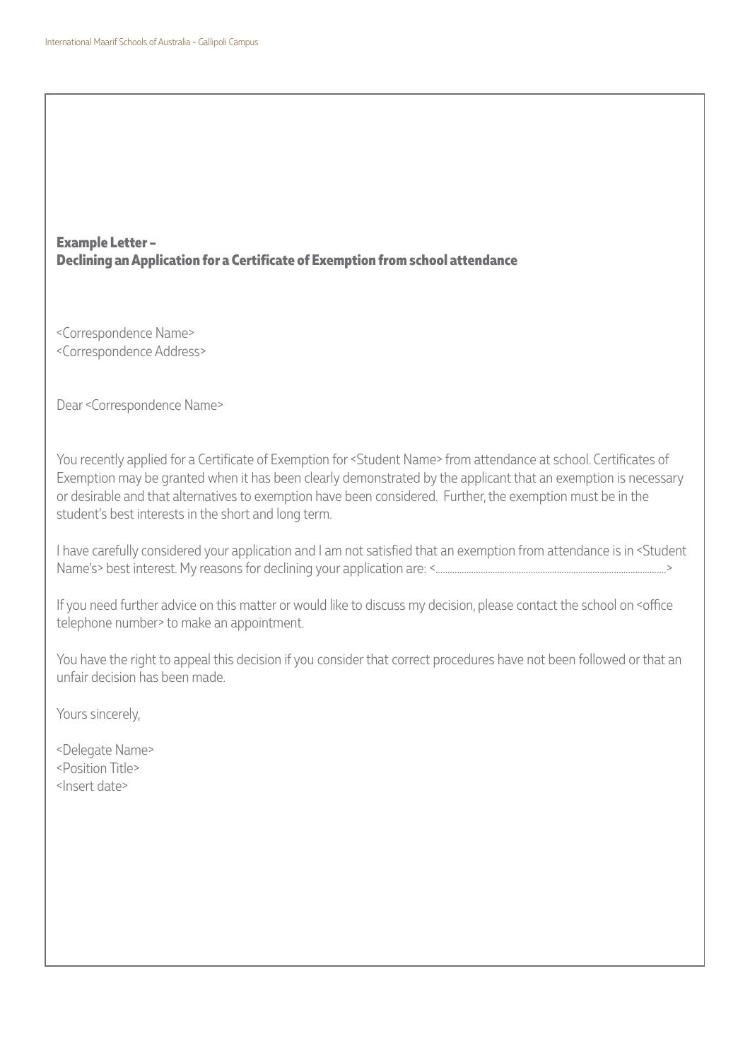**Example Letter –**
**Declining an Application for a Certificate of Exemption from school attendance**

<Correspondence Name>
<Correspondence Address>

Dear <Correspondence Name>

You recently applied for a Certificate of Exemption for <Student Name> from attendance at school. Certificates of Exemption may be granted when it has been clearly demonstrated by the applicant that an exemption is necessary or desirable and that alternatives to exemption have been considered. Further, the exemption must be in the student's best interests in the short and long term.

I have carefully considered your application and I am not satisfied that an exemption from attendance is in <Student Name's> best interest. My reasons for declining your application are: <.................................................................................................>

If you need further advice on this matter or would like to discuss my decision, please contact the school on <office telephone number> to make an appointment.

You have the right to appeal this decision if you consider that correct procedures have not been followed or that an unfair decision has been made.

Yours sincerely,

<Delegate Name>
<Position Title>
<Insert date>